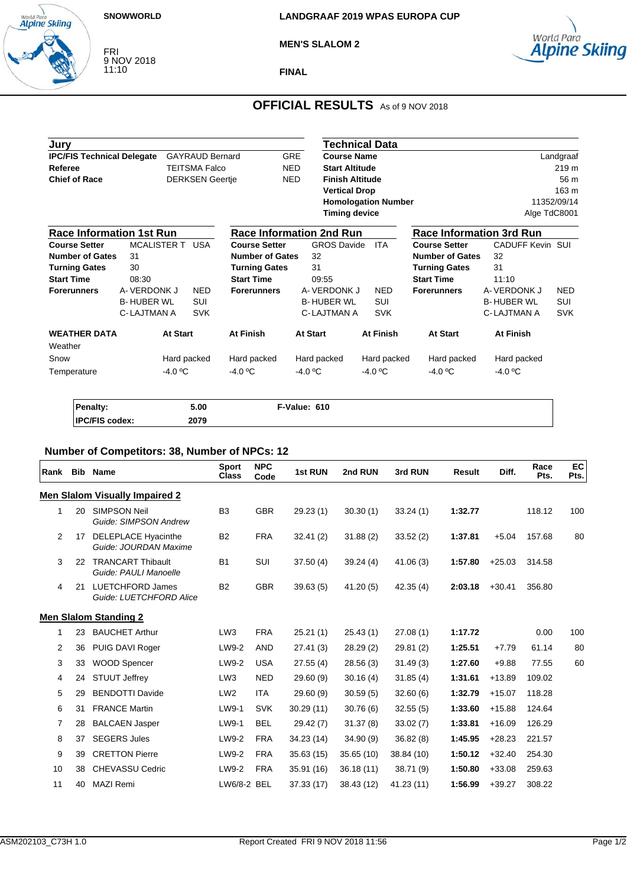SNOWWORLD

FRI
9 NOV 2018
11:10

**LANDGRAAF 2019 WPAS EUROPA CUP**

**MEN'S SLALOM 2**

**FINAL**

# OFFICIAL RESULTS As of 9 NOV 2018

## Jury

| | | |
|---|---|---|
| **IPC/FIS Technical Delegate** | GAYRAUD Bernard | GRE |
| **Referee** | TEITSMA Falco | NED |
| **Chief of Race** | DERKSEN Geertje | NED |

## Technical Data

| | |
|---|---|
| **Course Name** | Landgraaf |
| **Start Altitude** | 219 m |
| **Finish Altitude** | 56 m |
| **Vertical Drop** | 163 m |
| **Homologation Number** | 11352/09/14 |
| **Timing device** | Alge TdC8001 |

## Race Information 1st Run

| | | |
|---|---|---|
| **Course Setter** | MCALISTER T | USA |
| **Number of Gates** | 31 | |
| **Turning Gates** | 30 | |
| **Start Time** | 08:30 | |
| **Forerunners** | A- VERDONK J | NED |
| | B- HUBER WL | SUI |
| | C- LAJTMAN A | SVK |

## Race Information 2nd Run

| | | |
|---|---|---|
| **Course Setter** | GROS Davide | ITA |
| **Number of Gates** | 32 | |
| **Turning Gates** | 31 | |
| **Start Time** | 09:55 | |
| **Forerunners** | A- VERDONK J | NED |
| | B- HUBER WL | SUI |
| | C- LAJTMAN A | SVK |

## Race Information 3rd Run

| | | |
|---|---|---|
| **Course Setter** | CADUFF Kevin | SUI |
| **Number of Gates** | 32 | |
| **Turning Gates** | 31 | |
| **Start Time** | 11:10 | |
| **Forerunners** | A- VERDONK J | NED |
| | B- HUBER WL | SUI |
| | C- LAJTMAN A | SVK |

| **WEATHER DATA** | **At Start** | **At Finish** | **At Start** | **At Finish** | **At Start** | **At Finish** |
|---|---|---|---|---|---|---|
| Weather | | | | | | |
| Snow | Hard packed | Hard packed | Hard packed | Hard packed | Hard packed | Hard packed |
| Temperature | -4.0 ºC | -4.0 ºC | -4.0 ºC | -4.0 ºC | -4.0 ºC | -4.0 ºC |

| | | |
|---|---|---|
| **Penalty:** | **5.00** | **F-Value: 610** |
| **IPC/FIS codex:** | **2079** | |

### Number of Competitors: 38, Number of NPCs: 12

| Rank | Bib | Name | Sport Class | NPC Code | 1st RUN | 2nd RUN | 3rd RUN | Result | Diff. | Race Pts. | EC Pts. |
|---|---|---|---|---|---|---|---|---|---|---|---|
| **Men Slalom Visually Impaired 2** | | | | | | | | | | | |
| 1 | 20 | SIMPSON Neil<br>*Guide: SIMPSON Andrew* | B3 | GBR | 29.23 (1) | 30.30 (1) | 33.24 (1) | **1:32.77** | | 118.12 | 100 |
| 2 | 17 | DELEPLACE Hyacinthe<br>*Guide: JOURDAN Maxime* | B2 | FRA | 32.41 (2) | 31.88 (2) | 33.52 (2) | **1:37.81** | +5.04 | 157.68 | 80 |
| 3 | 22 | TRANCART Thibault<br>*Guide: PAULI Manoelle* | B1 | SUI | 37.50 (4) | 39.24 (4) | 41.06 (3) | **1:57.80** | +25.03 | 314.58 | |
| 4 | 21 | LUETCHFORD James<br>*Guide: LUETCHFORD Alice* | B2 | GBR | 39.63 (5) | 41.20 (5) | 42.35 (4) | **2:03.18** | +30.41 | 356.80 | |
| **Men Slalom Standing 2** | | | | | | | | | | | |
| 1 | 23 | BAUCHET Arthur | LW3 | FRA | 25.21 (1) | 25.43 (1) | 27.08 (1) | **1:17.72** | | 0.00 | 100 |
| 2 | 36 | PUIG DAVI Roger | LW9-2 | AND | 27.41 (3) | 28.29 (2) | 29.81 (2) | **1:25.51** | +7.79 | 61.14 | 80 |
| 3 | 33 | WOOD Spencer | LW9-2 | USA | 27.55 (4) | 28.56 (3) | 31.49 (3) | **1:27.60** | +9.88 | 77.55 | 60 |
| 4 | 24 | STUUT Jeffrey | LW3 | NED | 29.60 (9) | 30.16 (4) | 31.85 (4) | **1:31.61** | +13.89 | 109.02 | |
| 5 | 29 | BENDOTTI Davide | LW2 | ITA | 29.60 (9) | 30.59 (5) | 32.60 (6) | **1:32.79** | +15.07 | 118.28 | |
| 6 | 31 | FRANCE Martin | LW9-1 | SVK | 30.29 (11) | 30.76 (6) | 32.55 (5) | **1:33.60** | +15.88 | 124.64 | |
| 7 | 28 | BALCAEN Jasper | LW9-1 | BEL | 29.42 (7) | 31.37 (8) | 33.02 (7) | **1:33.81** | +16.09 | 126.29 | |
| 8 | 37 | SEGERS Jules | LW9-2 | FRA | 34.23 (14) | 34.90 (9) | 36.82 (8) | **1:45.95** | +28.23 | 221.57 | |
| 9 | 39 | CRETTON Pierre | LW9-2 | FRA | 35.63 (15) | 35.65 (10) | 38.84 (10) | **1:50.12** | +32.40 | 254.30 | |
| 10 | 38 | CHEVASSU Cedric | LW9-2 | FRA | 35.91 (16) | 36.18 (11) | 38.71 (9) | **1:50.80** | +33.08 | 259.63 | |
| 11 | 40 | MAZI Remi | LW6/8-2 | BEL | 37.33 (17) | 38.43 (12) | 41.23 (11) | **1:56.99** | +39.27 | 308.22 | |

ASM202103_C73H 1.0 Report Created FRI 9 NOV 2018 11:56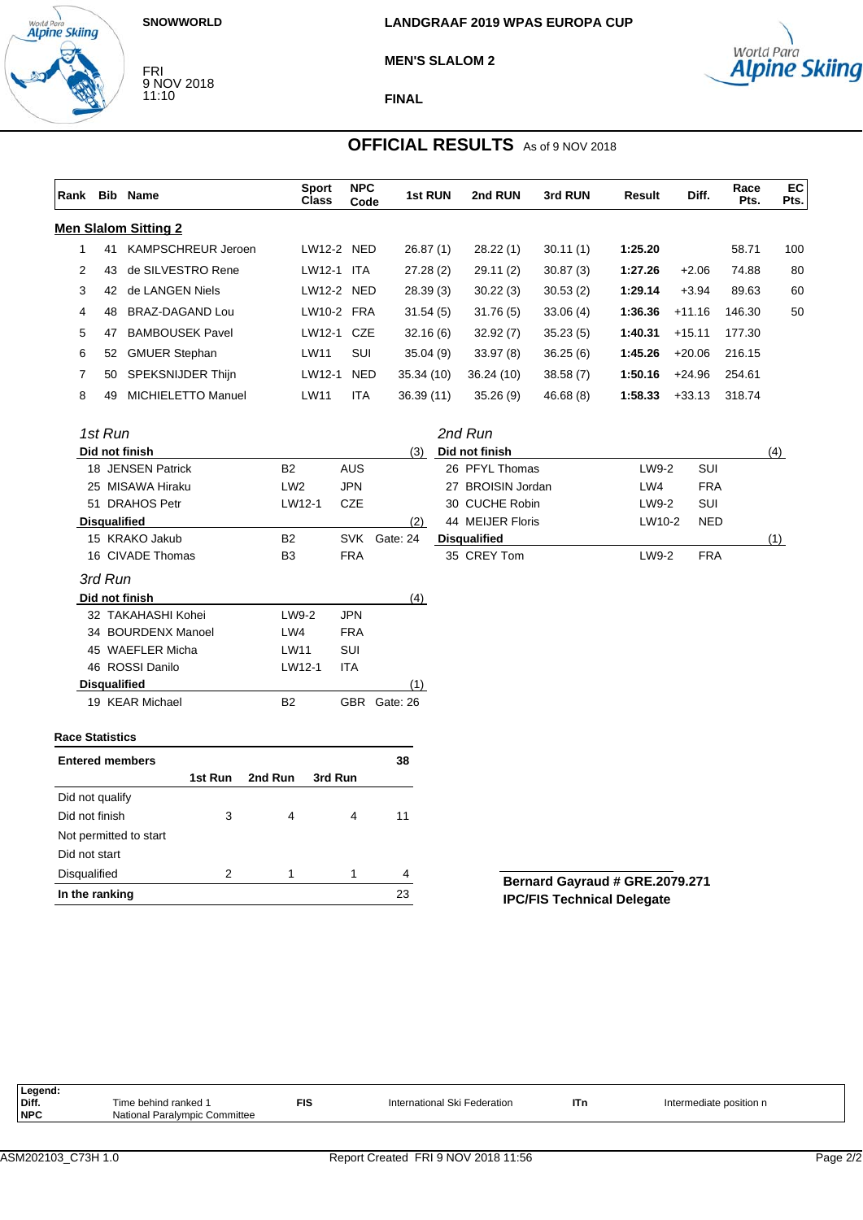SNOWWORLD

FRI
9 NOV 2018
11:10

**LANDGRAAF 2019 WPAS EUROPA CUP**

**MEN'S SLALOM 2**

**FINAL**

## OFFICIAL RESULTS As of 9 NOV 2018

| Rank | Bib | Name | Sport Class | NPC Code | 1st RUN | 2nd RUN | 3rd RUN | Result | Diff. | Race Pts. | EC Pts. |
|---|---|---|---|---|---|---|---|---|---|---|---|
| **Men Slalom Sitting 2** | | | | | | | | | | | |
| 1 | 41 | KAMPSCHREUR Jeroen | LW12-2 | NED | 26.87 (1) | 28.22 (1) | 30.11 (1) | **1:25.20** | | 58.71 | 100 |
| 2 | 43 | de SILVESTRO Rene | LW12-1 | ITA | 27.28 (2) | 29.11 (2) | 30.87 (3) | **1:27.26** | +2.06 | 74.88 | 80 |
| 3 | 42 | de LANGEN Niels | LW12-2 | NED | 28.39 (3) | 30.22 (3) | 30.53 (2) | **1:29.14** | +3.94 | 89.63 | 60 |
| 4 | 48 | BRAZ-DAGAND Lou | LW10-2 | FRA | 31.54 (5) | 31.76 (5) | 33.06 (4) | **1:36.36** | +11.16 | 146.30 | 50 |
| 5 | 47 | BAMBOUSEK Pavel | LW12-1 | CZE | 32.16 (6) | 32.92 (7) | 35.23 (5) | **1:40.31** | +15.11 | 177.30 | |
| 6 | 52 | GMUER Stephan | LW11 | SUI | 35.04 (9) | 33.97 (8) | 36.25 (6) | **1:45.26** | +20.06 | 216.15 | |
| 7 | 50 | SPEKSNIJDER Thijn | LW12-1 | NED | 35.34 (10) | 36.24 (10) | 38.58 (7) | **1:50.16** | +24.96 | 254.61 | |
| 8 | 49 | MICHIELETTO Manuel | LW11 | ITA | 36.39 (11) | 35.26 (9) | 46.68 (8) | **1:58.33** | +33.13 | 318.74 | |

### *1st Run*

**Did not finish** (3)

| Bib | Name | Sport Class | NPC Code | |
|---|---|---|---|---|
| 18 | JENSEN Patrick | B2 | AUS | |
| 25 | MISAWA Hiraku | LW2 | JPN | |
| 51 | DRAHOS Petr | LW12-1 | CZE | |

**Disqualified** (2)

| Bib | Name | Sport Class | NPC Code | |
|---|---|---|---|---|
| 15 | KRAKO Jakub | B2 | SVK | Gate: 24 |
| 16 | CIVADE Thomas | B3 | FRA | |

### *2nd Run*

**Did not finish** (4)

| Bib | Name | Sport Class | NPC Code |
|---|---|---|---|
| 26 | PFYL Thomas | LW9-2 | SUI |
| 27 | BROISIN Jordan | LW4 | FRA |
| 30 | CUCHE Robin | LW9-2 | SUI |
| 44 | MEIJER Floris | LW10-2 | NED |

**Disqualified** (1)

| Bib | Name | Sport Class | NPC Code |
|---|---|---|---|
| 35 | CREY Tom | LW9-2 | FRA |

### *3rd Run*

**Did not finish** (4)

| Bib | Name | Sport Class | NPC Code | |
|---|---|---|---|---|
| 32 | TAKAHASHI Kohei | LW9-2 | JPN | |
| 34 | BOURDENX Manoel | LW4 | FRA | |
| 45 | WAEFLER Micha | LW11 | SUI | |
| 46 | ROSSI Danilo | LW12-1 | ITA | |

**Disqualified** (1)

| Bib | Name | Sport Class | NPC Code | |
|---|---|---|---|---|
| 19 | KEAR Michael | B2 | GBR | Gate: 26 |

**Race Statistics**

| **Entered members** | | | | **38** |
|---|---|---|---|---|
| | **1st Run** | **2nd Run** | **3rd Run** | |
| Did not qualify | | | | |
| Did not finish | 3 | 4 | 4 | 11 |
| Not permitted to start | | | | |
| Did not start | | | | |
| Disqualified | 2 | 1 | 1 | 4 |
| **In the ranking** | | | | 23 |

**Bernard Gayraud # GRE.2079.271**
**IPC/FIS Technical Delegate**

| **Legend:** | | | | | |
|---|---|---|---|---|---|
| **Diff.** | Time behind ranked 1 | **FIS** | International Ski Federation | **ITn** | Intermediate position n |
| **NPC** | National Paralympic Committee | | | | |

ASM202103_C73H 1.0 Report Created FRI 9 NOV 2018 11:56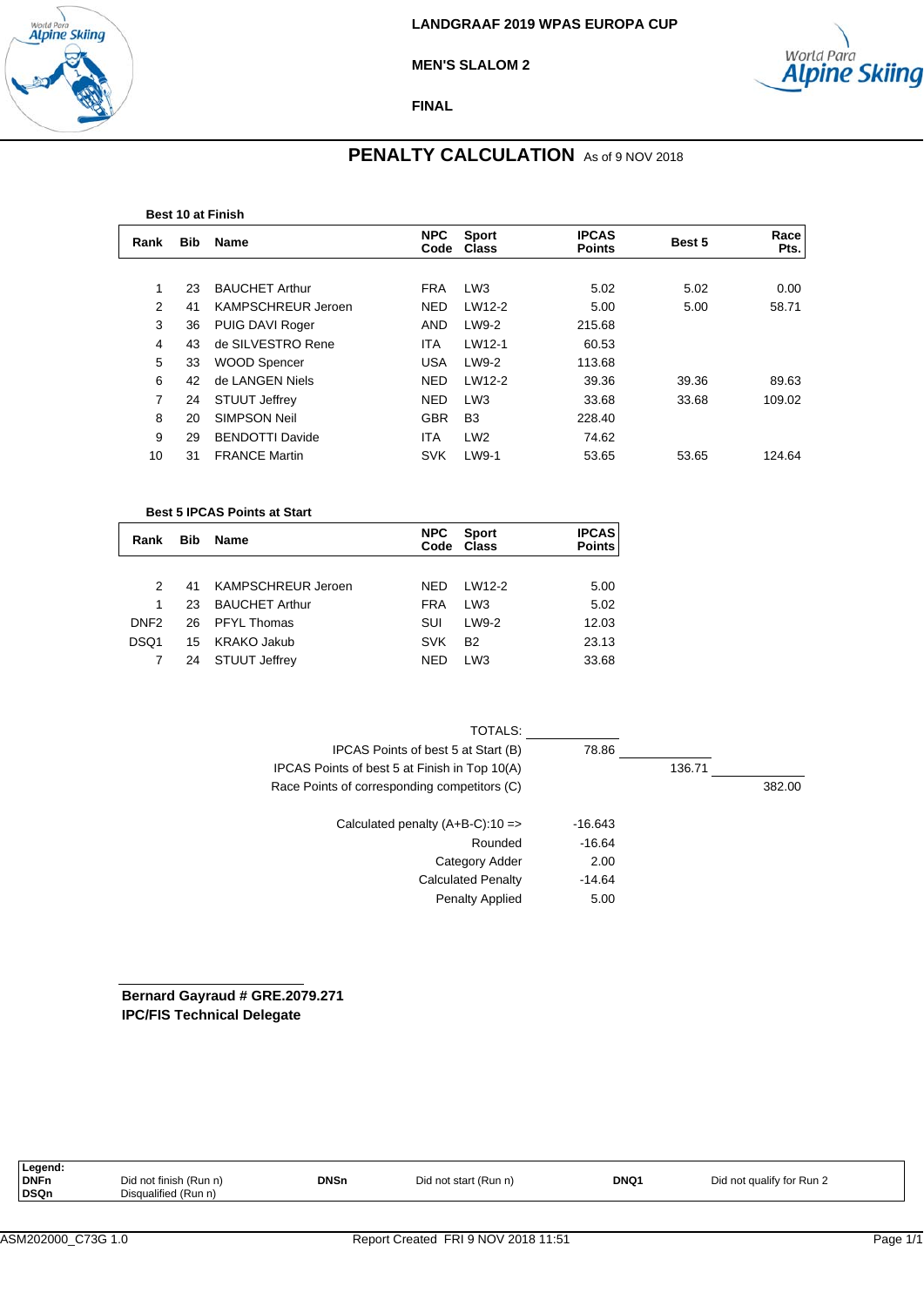# LANDGRAAF 2019 WPAS EUROPA CUP

**MEN'S SLALOM 2**

**FINAL**

## PENALTY CALCULATION As of 9 NOV 2018

**Best 10 at Finish**

| Rank | Bib | Name | NPC Code | Sport Class | IPCAS Points | Best 5 | Race Pts. |
|---|---|---|---|---|---|---|---|
| 1 | 23 | BAUCHET Arthur | FRA | LW3 | 5.02 | 5.02 | 0.00 |
| 2 | 41 | KAMPSCHREUR Jeroen | NED | LW12-2 | 5.00 | 5.00 | 58.71 |
| 3 | 36 | PUIG DAVI Roger | AND | LW9-2 | 215.68 | | |
| 4 | 43 | de SILVESTRO Rene | ITA | LW12-1 | 60.53 | | |
| 5 | 33 | WOOD Spencer | USA | LW9-2 | 113.68 | | |
| 6 | 42 | de LANGEN Niels | NED | LW12-2 | 39.36 | 39.36 | 89.63 |
| 7 | 24 | STUUT Jeffrey | NED | LW3 | 33.68 | 33.68 | 109.02 |
| 8 | 20 | SIMPSON Neil | GBR | B3 | 228.40 | | |
| 9 | 29 | BENDOTTI Davide | ITA | LW2 | 74.62 | | |
| 10 | 31 | FRANCE Martin | SVK | LW9-1 | 53.65 | 53.65 | 124.64 |

**Best 5 IPCAS Points at Start**

| Rank | Bib | Name | NPC Code | Sport Class | IPCAS Points |
|---|---|---|---|---|---|
| 2 | 41 | KAMPSCHREUR Jeroen | NED | LW12-2 | 5.00 |
| 1 | 23 | BAUCHET Arthur | FRA | LW3 | 5.02 |
| DNF2 | 26 | PFYL Thomas | SUI | LW9-2 | 12.03 |
| DSQ1 | 15 | KRAKO Jakub | SVK | B2 | 23.13 |
| 7 | 24 | STUUT Jeffrey | NED | LW3 | 33.68 |

| TOTALS: | | | |
|---|---|---|---|
| IPCAS Points of best 5 at Start (B) | 78.86 | | |
| IPCAS Points of best 5 at Finish in Top 10(A) | | 136.71 | |
| Race Points of corresponding competitors (C) | | | 382.00 |
| Calculated penalty (A+B-C):10 => | -16.643 | | |
| Rounded | -16.64 | | |
| Category Adder | 2.00 | | |
| Calculated Penalty | -14.64 | | |
| Penalty Applied | 5.00 | | |

**Bernard Gayraud # GRE.2079.271**
**IPC/FIS Technical Delegate**

| Legend: | | | | | |
|---|---|---|---|---|---|
| **DNFn** | Did not finish (Run n) | **DNSn** | Did not start (Run n) | **DNQ1** | Did not qualify for Run 2 |
| **DSQn** | Disqualified (Run n) | | | | |

ASM202000_C73G 1.0 Report Created FRI 9 NOV 2018 11:51